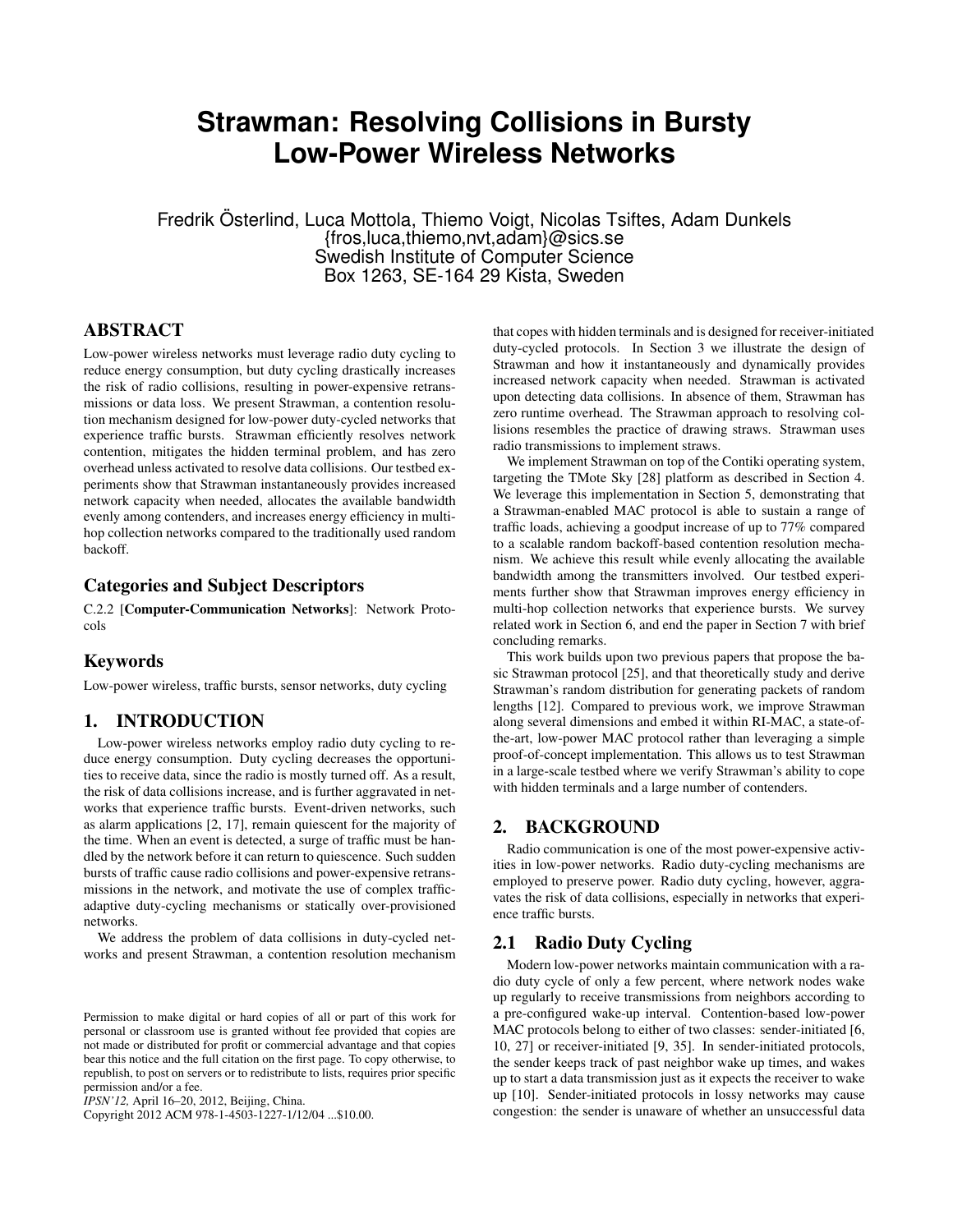# Strawman: Resolving Collisions in Bursty Low-Power Wireless Networks

Fredrik Österlind, Luca Mottola, Thiemo Voigt, Nicolas Tsiftes, Adam Dunkels
{fros,luca,thiemo,nvt,adam}@sics.se
Swedish Institute of Computer Science
Box 1263, SE-164 29 Kista, Sweden

## ABSTRACT

Low-power wireless networks must leverage radio duty cycling to reduce energy consumption, but duty cycling drastically increases the risk of radio collisions, resulting in power-expensive retransmissions or data loss. We present Strawman, a contention resolution mechanism designed for low-power duty-cycled networks that experience traffic bursts. Strawman efficiently resolves network contention, mitigates the hidden terminal problem, and has zero overhead unless activated to resolve data collisions. Our testbed experiments show that Strawman instantaneously provides increased network capacity when needed, allocates the available bandwidth evenly among contenders, and increases energy efficiency in multi-hop collection networks compared to the traditionally used random backoff.

### Categories and Subject Descriptors

C.2.2 [**Computer-Communication Networks**]: Network Protocols

### Keywords

Low-power wireless, traffic bursts, sensor networks, duty cycling

## 1. INTRODUCTION

Low-power wireless networks employ radio duty cycling to reduce energy consumption. Duty cycling decreases the opportunities to receive data, since the radio is mostly turned off. As a result, the risk of data collisions increase, and is further aggravated in networks that experience traffic bursts. Event-driven networks, such as alarm applications [2, 17], remain quiescent for the majority of the time. When an event is detected, a surge of traffic must be handled by the network before it can return to quiescence. Such sudden bursts of traffic cause radio collisions and power-expensive retransmissions in the network, and motivate the use of complex traffic-adaptive duty-cycling mechanisms or statically over-provisioned networks.

We address the problem of data collisions in duty-cycled networks and present Strawman, a contention resolution mechanism that copes with hidden terminals and is designed for receiver-initiated duty-cycled protocols. In Section 3 we illustrate the design of Strawman and how it instantaneously and dynamically provides increased network capacity when needed. Strawman is activated upon detecting data collisions. In absence of them, Strawman has zero runtime overhead. The Strawman approach to resolving collisions resembles the practice of drawing straws. Strawman uses radio transmissions to implement straws.

We implement Strawman on top of the Contiki operating system, targeting the TMote Sky [28] platform as described in Section 4. We leverage this implementation in Section 5, demonstrating that a Strawman-enabled MAC protocol is able to sustain a range of traffic loads, achieving a goodput increase of up to 77% compared to a scalable random backoff-based contention resolution mechanism. We achieve this result while evenly allocating the available bandwidth among the transmitters involved. Our testbed experiments further show that Strawman improves energy efficiency in multi-hop collection networks that experience bursts. We survey related work in Section 6, and end the paper in Section 7 with brief concluding remarks.

This work builds upon two previous papers that propose the basic Strawman protocol [25], and that theoretically study and derive Strawman's random distribution for generating packets of random lengths [12]. Compared to previous work, we improve Strawman along several dimensions and embed it within RI-MAC, a state-of-the-art, low-power MAC protocol rather than leveraging a simple proof-of-concept implementation. This allows us to test Strawman in a large-scale testbed where we verify Strawman's ability to cope with hidden terminals and a large number of contenders.

## 2. BACKGROUND

Radio communication is one of the most power-expensive activities in low-power networks. Radio duty-cycling mechanisms are employed to preserve power. Radio duty cycling, however, aggravates the risk of data collisions, especially in networks that experience traffic bursts.

### 2.1 Radio Duty Cycling

Modern low-power networks maintain communication with a radio duty cycle of only a few percent, where network nodes wake up regularly to receive transmissions from neighbors according to a pre-configured wake-up interval. Contention-based low-power MAC protocols belong to either of two classes: sender-initiated [6, 10, 27] or receiver-initiated [9, 35]. In sender-initiated protocols, the sender keeps track of past neighbor wake up times, and wakes up to start a data transmission just as it expects the receiver to wake up [10]. Sender-initiated protocols in lossy networks may cause congestion: the sender is unaware of whether an unsuccessful data

Permission to make digital or hard copies of all or part of this work for personal or classroom use is granted without fee provided that copies are not made or distributed for profit or commercial advantage and that copies bear this notice and the full citation on the first page. To copy otherwise, to republish, to post on servers or to redistribute to lists, requires prior specific permission and/or a fee.
*IPSN'12,* April 16–20, 2012, Beijing, China.
Copyright 2012 ACM 978-1-4503-1227-1/12/04 ...$10.00.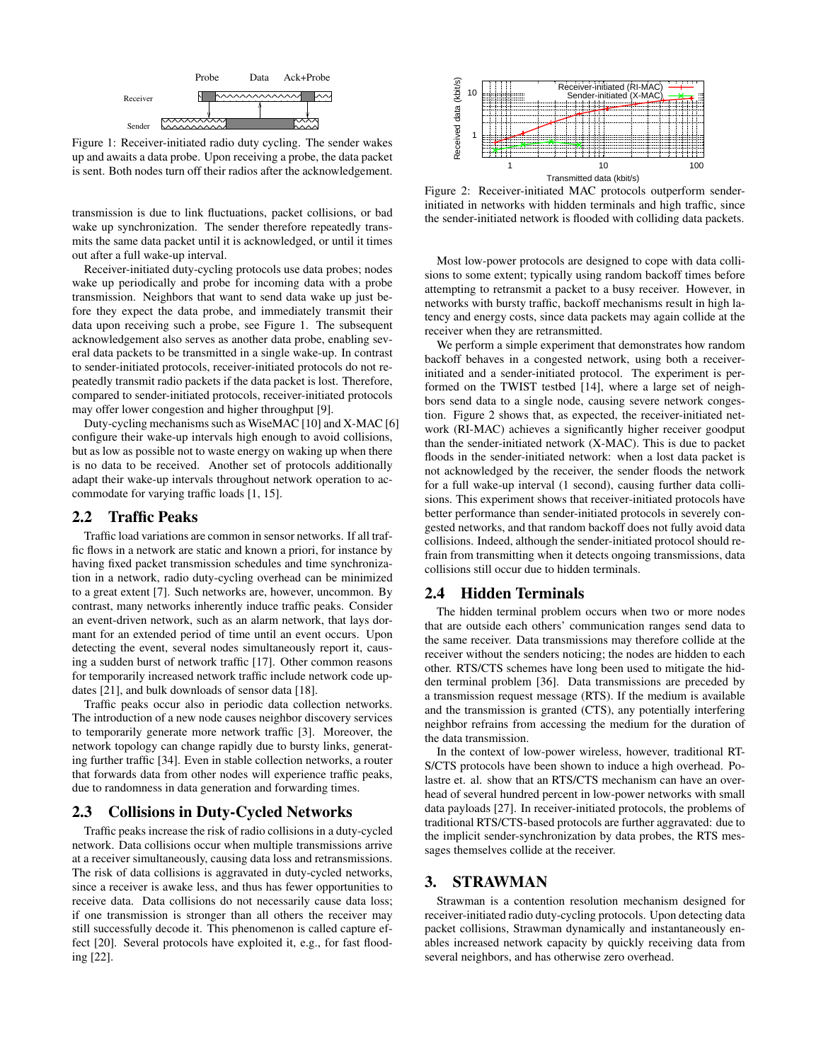Figure 1: Receiver-initiated radio duty cycling. The sender wakes up and awaits a data probe. Upon receiving a probe, the data packet is sent. Both nodes turn off their radios after the acknowledgement.

transmission is due to link fluctuations, packet collisions, or bad wake up synchronization. The sender therefore repeatedly transmits the same data packet until it is acknowledged, or until it times out after a full wake-up interval.

Receiver-initiated duty-cycling protocols use data probes; nodes wake up periodically and probe for incoming data with a probe transmission. Neighbors that want to send data wake up just before they expect the data probe, and immediately transmit their data upon receiving such a probe, see Figure 1. The subsequent acknowledgement also serves as another data probe, enabling several data packets to be transmitted in a single wake-up. In contrast to sender-initiated protocols, receiver-initiated protocols do not repeatedly transmit radio packets if the data packet is lost. Therefore, compared to sender-initiated protocols, receiver-initiated protocols may offer lower congestion and higher throughput [9].

Duty-cycling mechanisms such as WiseMAC [10] and X-MAC [6] configure their wake-up intervals high enough to avoid collisions, but as low as possible not to waste energy on waking up when there is no data to be received. Another set of protocols additionally adapt their wake-up intervals throughout network operation to accommodate for varying traffic loads [1, 15].

## 2.2 Traffic Peaks

Traffic load variations are common in sensor networks. If all traffic flows in a network are static and known a priori, for instance by having fixed packet transmission schedules and time synchronization in a network, radio duty-cycling overhead can be minimized to a great extent [7]. Such networks are, however, uncommon. By contrast, many networks inherently induce traffic peaks. Consider an event-driven network, such as an alarm network, that lays dormant for an extended period of time until an event occurs. Upon detecting the event, several nodes simultaneously report it, causing a sudden burst of network traffic [17]. Other common reasons for temporarily increased network traffic include network code updates [21], and bulk downloads of sensor data [18].

Traffic peaks occur also in periodic data collection networks. The introduction of a new node causes neighbor discovery services to temporarily generate more network traffic [3]. Moreover, the network topology can change rapidly due to bursty links, generating further traffic [34]. Even in stable collection networks, a router that forwards data from other nodes will experience traffic peaks, due to randomness in data generation and forwarding times.

## 2.3 Collisions in Duty-Cycled Networks

Traffic peaks increase the risk of radio collisions in a duty-cycled network. Data collisions occur when multiple transmissions arrive at a receiver simultaneously, causing data loss and retransmissions. The risk of data collisions is aggravated in duty-cycled networks, since a receiver is awake less, and thus has fewer opportunities to receive data. Data collisions do not necessarily cause data loss; if one transmission is stronger than all others the receiver may still successfully decode it. This phenomenon is called capture effect [20]. Several protocols have exploited it, e.g., for fast flooding [22].

Figure 2: Receiver-initiated MAC protocols outperform sender-initiated in networks with hidden terminals and high traffic, since the sender-initiated network is flooded with colliding data packets.

Most low-power protocols are designed to cope with data collisions to some extent; typically using random backoff times before attempting to retransmit a packet to a busy receiver. However, in networks with bursty traffic, backoff mechanisms result in high latency and energy costs, since data packets may again collide at the receiver when they are retransmitted.

We perform a simple experiment that demonstrates how random backoff behaves in a congested network, using both a receiver-initiated and a sender-initiated protocol. The experiment is performed on the TWIST testbed [14], where a large set of neighbors send data to a single node, causing severe network congestion. Figure 2 shows that, as expected, the receiver-initiated network (RI-MAC) achieves a significantly higher receiver goodput than the sender-initiated network (X-MAC). This is due to packet floods in the sender-initiated network: when a lost data packet is not acknowledged by the receiver, the sender floods the network for a full wake-up interval (1 second), causing further data collisions. This experiment shows that receiver-initiated protocols have better performance than sender-initiated protocols in severely congested networks, and that random backoff does not fully avoid data collisions. Indeed, although the sender-initiated protocol should refrain from transmitting when it detects ongoing transmissions, data collisions still occur due to hidden terminals.

## 2.4 Hidden Terminals

The hidden terminal problem occurs when two or more nodes that are outside each others' communication ranges send data to the same receiver. Data transmissions may therefore collide at the receiver without the senders noticing; the nodes are hidden to each other. RTS/CTS schemes have long been used to mitigate the hidden terminal problem [36]. Data transmissions are preceded by a transmission request message (RTS). If the medium is available and the transmission is granted (CTS), any potentially interfering neighbor refrains from accessing the medium for the duration of the data transmission.

In the context of low-power wireless, however, traditional RTS/CTS protocols have been shown to induce a high overhead. Polastre et. al. show that an RTS/CTS mechanism can have an overhead of several hundred percent in low-power networks with small data payloads [27]. In receiver-initiated protocols, the problems of traditional RTS/CTS-based protocols are further aggravated: due to the implicit sender-synchronization by data probes, the RTS messages themselves collide at the receiver.

# 3. STRAWMAN

Strawman is a contention resolution mechanism designed for receiver-initiated radio duty-cycling protocols. Upon detecting data packet collisions, Strawman dynamically and instantaneously enables increased network capacity by quickly receiving data from several neighbors, and has otherwise zero overhead.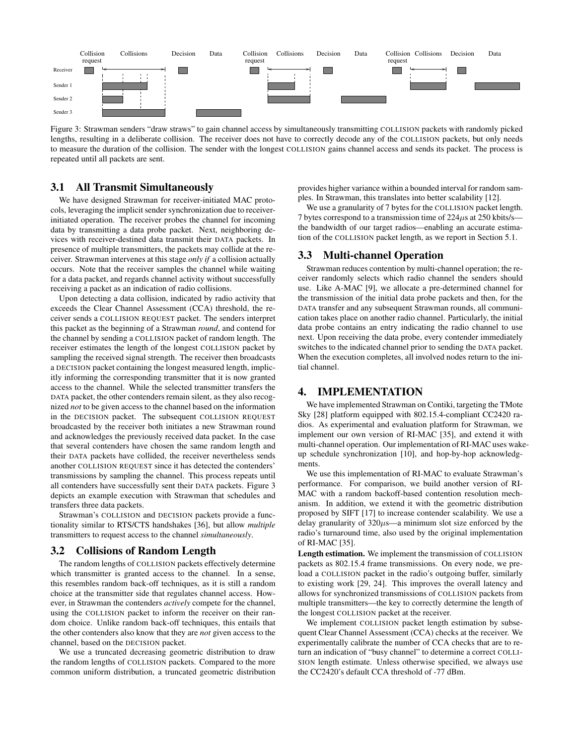Collision request
Collisions
Decision
Data
Collision request
Collisions
Decision
Data
Collision request
Collisions
Decision
Data
Receiver
Sender 1
Sender 2
Sender 3

Figure 3: Strawman senders "draw straws" to gain channel access by simultaneously transmitting COLLISION packets with randomly picked lengths, resulting in a deliberate collision. The receiver does not have to correctly decode any of the COLLISION packets, but only needs to measure the duration of the collision. The sender with the longest COLLISION gains channel access and sends its packet. The process is repeated until all packets are sent.

## 3.1 All Transmit Simultaneously

We have designed Strawman for receiver-initiated MAC protocols, leveraging the implicit sender synchronization due to receiver-initiated operation. The receiver probes the channel for incoming data by transmitting a data probe packet. Next, neighboring devices with receiver-destined data transmit their DATA packets. In presence of multiple transmitters, the packets may collide at the receiver. Strawman intervenes at this stage *only if* a collision actually occurs. Note that the receiver samples the channel while waiting for a data packet, and regards channel activity without successfully receiving a packet as an indication of radio collisions.

Upon detecting a data collision, indicated by radio activity that exceeds the Clear Channel Assessment (CCA) threshold, the receiver sends a COLLISION REQUEST packet. The senders interpret this packet as the beginning of a Strawman *round*, and contend for the channel by sending a COLLISION packet of random length. The receiver estimates the length of the longest COLLISION packet by sampling the received signal strength. The receiver then broadcasts a DECISION packet containing the longest measured length, implicitly informing the corresponding transmitter that it is now granted access to the channel. While the selected transmitter transfers the DATA packet, the other contenders remain silent, as they also recognized *not* to be given access to the channel based on the information in the DECISION packet. The subsequent COLLISION REQUEST broadcasted by the receiver both initiates a new Strawman round and acknowledges the previously received data packet. In the case that several contenders have chosen the same random length and their DATA packets have collided, the receiver nevertheless sends another COLLISION REQUEST since it has detected the contenders' transmissions by sampling the channel. This process repeats until all contenders have successfully sent their DATA packets. Figure 3 depicts an example execution with Strawman that schedules and transfers three data packets.

Strawman's COLLISION and DECISION packets provide a functionality similar to RTS/CTS handshakes [36], but allow *multiple* transmitters to request access to the channel *simultaneously*.

## 3.2 Collisions of Random Length

The random lengths of COLLISION packets effectively determine which transmitter is granted access to the channel. In a sense, this resembles random back-off techniques, as it is still a random choice at the transmitter side that regulates channel access. However, in Strawman the contenders *actively* compete for the channel, using the COLLISION packet to inform the receiver on their random choice. Unlike random back-off techniques, this entails that the other contenders also know that they are *not* given access to the channel, based on the DECISION packet.

We use a truncated decreasing geometric distribution to draw the random lengths of COLLISION packets. Compared to the more common uniform distribution, a truncated geometric distribution provides higher variance within a bounded interval for random samples. In Strawman, this translates into better scalability [12].

We use a granularity of 7 bytes for the COLLISION packet length. 7 bytes correspond to a transmission time of $224\mu$s at 250 kbits/s—the bandwidth of our target radios—enabling an accurate estimation of the COLLISION packet length, as we report in Section 5.1.

## 3.3 Multi-channel Operation

Strawman reduces contention by multi-channel operation; the receiver randomly selects which radio channel the senders should use. Like A-MAC [9], we allocate a pre-determined channel for the transmission of the initial data probe packets and then, for the DATA transfer and any subsequent Strawman rounds, all communication takes place on another radio channel. Particularly, the initial data probe contains an entry indicating the radio channel to use next. Upon receiving the data probe, every contender immediately switches to the indicated channel prior to sending the DATA packet. When the execution completes, all involved nodes return to the initial channel.

# 4. IMPLEMENTATION

We have implemented Strawman on Contiki, targeting the TMote Sky [28] platform equipped with 802.15.4-compliant CC2420 radios. As experimental and evaluation platform for Strawman, we implement our own version of RI-MAC [35], and extend it with multi-channel operation. Our implementation of RI-MAC uses wake-up schedule synchronization [10], and hop-by-hop acknowledgments.

We use this implementation of RI-MAC to evaluate Strawman's performance. For comparison, we build another version of RI-MAC with a random backoff-based contention resolution mechanism. In addition, we extend it with the geometric distribution proposed by SIFT [17] to increase contender scalability. We use a delay granularity of $320\mu$s—a minimum slot size enforced by the radio's turnaround time, also used by the original implementation of RI-MAC [35].

**Length estimation.** We implement the transmission of COLLISION packets as 802.15.4 frame transmissions. On every node, we preload a COLLISION packet in the radio's outgoing buffer, similarly to existing work [29, 24]. This improves the overall latency and allows for synchronized transmissions of COLLISION packets from multiple transmitters—the key to correctly determine the length of the longest COLLISION packet at the receiver.

We implement COLLISION packet length estimation by subsequent Clear Channel Assessment (CCA) checks at the receiver. We experimentally calibrate the number of CCA checks that are to return an indication of "busy channel" to determine a correct COLLISION length estimate. Unless otherwise specified, we always use the CC2420's default CCA threshold of -77 dBm.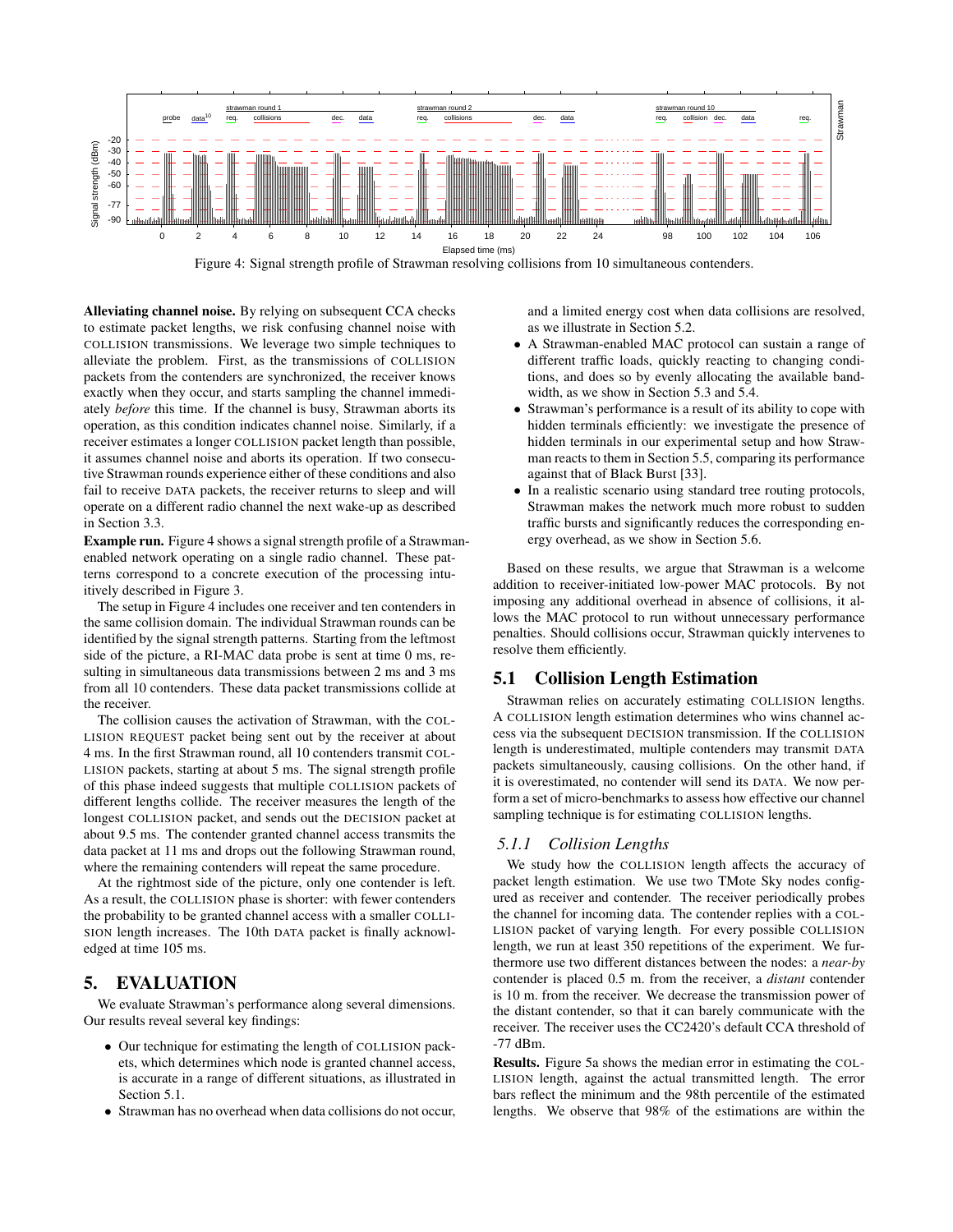Figure 4: Signal strength profile of Strawman resolving collisions from 10 simultaneous contenders.

**Alleviating channel noise.** By relying on subsequent CCA checks to estimate packet lengths, we risk confusing channel noise with COLLISION transmissions. We leverage two simple techniques to alleviate the problem. First, as the transmissions of COLLISION packets from the contenders are synchronized, the receiver knows exactly when they occur, and starts sampling the channel immediately *before* this time. If the channel is busy, Strawman aborts its operation, as this condition indicates channel noise. Similarly, if a receiver estimates a longer COLLISION packet length than possible, it assumes channel noise and aborts its operation. If two consecutive Strawman rounds experience either of these conditions and also fail to receive DATA packets, the receiver returns to sleep and will operate on a different radio channel the next wake-up as described in Section 3.3.

**Example run.** Figure 4 shows a signal strength profile of a Strawman-enabled network operating on a single radio channel. These patterns correspond to a concrete execution of the processing intuitively described in Figure 3.

The setup in Figure 4 includes one receiver and ten contenders in the same collision domain. The individual Strawman rounds can be identified by the signal strength patterns. Starting from the leftmost side of the picture, a RI-MAC data probe is sent at time 0 ms, resulting in simultaneous data transmissions between 2 ms and 3 ms from all 10 contenders. These data packet transmissions collide at the receiver.

The collision causes the activation of Strawman, with the COLLISION REQUEST packet being sent out by the receiver at about 4 ms. In the first Strawman round, all 10 contenders transmit COLLISION packets, starting at about 5 ms. The signal strength profile of this phase indeed suggests that multiple COLLISION packets of different lengths collide. The receiver measures the length of the longest COLLISION packet, and sends out the DECISION packet at about 9.5 ms. The contender granted channel access transmits the data packet at 11 ms and drops out the following Strawman round, where the remaining contenders will repeat the same procedure.

At the rightmost side of the picture, only one contender is left. As a result, the COLLISION phase is shorter: with fewer contenders the probability to be granted channel access with a smaller COLLISION length increases. The 10th DATA packet is finally acknowledged at time 105 ms.

# 5. EVALUATION

We evaluate Strawman's performance along several dimensions. Our results reveal several key findings:

- Our technique for estimating the length of COLLISION packets, which determines which node is granted channel access, is accurate in a range of different situations, as illustrated in Section 5.1.
- Strawman has no overhead when data collisions do not occur, and a limited energy cost when data collisions are resolved, as we illustrate in Section 5.2.
- A Strawman-enabled MAC protocol can sustain a range of different traffic loads, quickly reacting to changing conditions, and does so by evenly allocating the available bandwidth, as we show in Section 5.3 and 5.4.
- Strawman's performance is a result of its ability to cope with hidden terminals efficiently: we investigate the presence of hidden terminals in our experimental setup and how Strawman reacts to them in Section 5.5, comparing its performance against that of Black Burst [33].
- In a realistic scenario using standard tree routing protocols, Strawman makes the network much more robust to sudden traffic bursts and significantly reduces the corresponding energy overhead, as we show in Section 5.6.

Based on these results, we argue that Strawman is a welcome addition to receiver-initiated low-power MAC protocols. By not imposing any additional overhead in absence of collisions, it allows the MAC protocol to run without unnecessary performance penalties. Should collisions occur, Strawman quickly intervenes to resolve them efficiently.

## 5.1 Collision Length Estimation

Strawman relies on accurately estimating COLLISION lengths. A COLLISION length estimation determines who wins channel access via the subsequent DECISION transmission. If the COLLISION length is underestimated, multiple contenders may transmit DATA packets simultaneously, causing collisions. On the other hand, if it is overestimated, no contender will send its DATA. We now perform a set of micro-benchmarks to assess how effective our channel sampling technique is for estimating COLLISION lengths.

### 5.1.1 Collision Lengths

We study how the COLLISION length affects the accuracy of packet length estimation. We use two TMote Sky nodes configured as receiver and contender. The receiver periodically probes the channel for incoming data. The contender replies with a COLLISION packet of varying length. For every possible COLLISION length, we run at least 350 repetitions of the experiment. We furthermore use two different distances between the nodes: a *near-by* contender is placed 0.5 m. from the receiver, a *distant* contender is 10 m. from the receiver. We decrease the transmission power of the distant contender, so that it can barely communicate with the receiver. The receiver uses the CC2420's default CCA threshold of -77 dBm.

**Results.** Figure 5a shows the median error in estimating the COLLISION length, against the actual transmitted length. The error bars reflect the minimum and the 98th percentile of the estimated lengths. We observe that 98% of the estimations are within the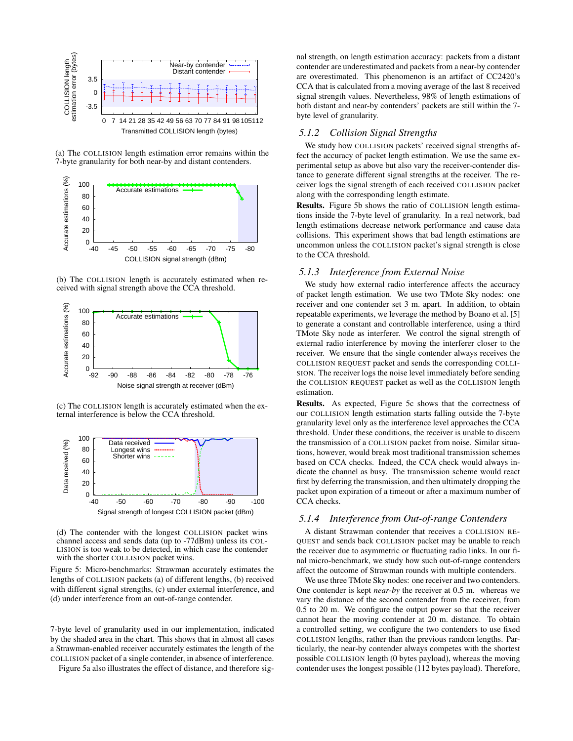(a) The COLLISION length estimation error remains within the 7-byte granularity for both near-by and distant contenders.

(b) The COLLISION length is accurately estimated when received with signal strength above the CCA threshold.

(c) The COLLISION length is accurately estimated when the external interference is below the CCA threshold.

(d) The contender with the longest COLLISION packet wins channel access and sends data (up to -77dBm) unless its COLLISION is too weak to be detected, in which case the contender with the shorter COLLISION packet wins.

Figure 5: Micro-benchmarks: Strawman accurately estimates the lengths of COLLISION packets (a) of different lengths, (b) received with different signal strengths, (c) under external interference, and (d) under interference from an out-of-range contender.

7-byte level of granularity used in our implementation, indicated by the shaded area in the chart. This shows that in almost all cases a Strawman-enabled receiver accurately estimates the length of the COLLISION packet of a single contender, in absence of interference.

Figure 5a also illustrates the effect of distance, and therefore signal strength, on length estimation accuracy: packets from a distant contender are underestimated and packets from a near-by contender are overestimated. This phenomenon is an artifact of CC2420's CCA that is calculated from a moving average of the last 8 received signal strength values. Nevertheless, 98% of length estimations of both distant and near-by contenders' packets are still within the 7-byte level of granularity.

### 5.1.2 Collision Signal Strengths

We study how COLLISION packets' received signal strengths affect the accuracy of packet length estimation. We use the same experimental setup as above but also vary the receiver-contender distance to generate different signal strengths at the receiver. The receiver logs the signal strength of each received COLLISION packet along with the corresponding length estimate.

**Results.** Figure 5b shows the ratio of COLLISION length estimations inside the 7-byte level of granularity. In a real network, bad length estimations decrease network performance and cause data collisions. This experiment shows that bad length estimations are uncommon unless the COLLISION packet's signal strength is close to the CCA threshold.

### 5.1.3 Interference from External Noise

We study how external radio interference affects the accuracy of packet length estimation. We use two TMote Sky nodes: one receiver and one contender set 3 m. apart. In addition, to obtain repeatable experiments, we leverage the method by Boano et al. [5] to generate a constant and controllable interference, using a third TMote Sky node as interferer. We control the signal strength of external radio interference by moving the interferer closer to the receiver. We ensure that the single contender always receives the COLLISION REQUEST packet and sends the corresponding COLLISION. The receiver logs the noise level immediately before sending the COLLISION REQUEST packet as well as the COLLISION length estimation.

**Results.** As expected, Figure 5c shows that the correctness of our COLLISION length estimation starts falling outside the 7-byte granularity level only as the interference level approaches the CCA threshold. Under these conditions, the receiver is unable to discern the transmission of a COLLISION packet from noise. Similar situations, however, would break most traditional transmission schemes based on CCA checks. Indeed, the CCA check would always indicate the channel as busy. The transmission scheme would react first by deferring the transmission, and then ultimately dropping the packet upon expiration of a timeout or after a maximum number of CCA checks.

### 5.1.4 Interference from Out-of-range Contenders

A distant Strawman contender that receives a COLLISION REQUEST and sends back COLLISION packet may be unable to reach the receiver due to asymmetric or fluctuating radio links. In our final micro-benchmark, we study how such out-of-range contenders affect the outcome of Strawman rounds with multiple contenders.

We use three TMote Sky nodes: one receiver and two contenders. One contender is kept *near-by* the receiver at 0.5 m. whereas we vary the distance of the second contender from the receiver, from 0.5 to 20 m. We configure the output power so that the receiver cannot hear the moving contender at 20 m. distance. To obtain a controlled setting, we configure the two contenders to use fixed COLLISION lengths, rather than the previous random lengths. Particularly, the near-by contender always competes with the shortest possible COLLISION length (0 bytes payload), whereas the moving contender uses the longest possible (112 bytes payload). Therefore,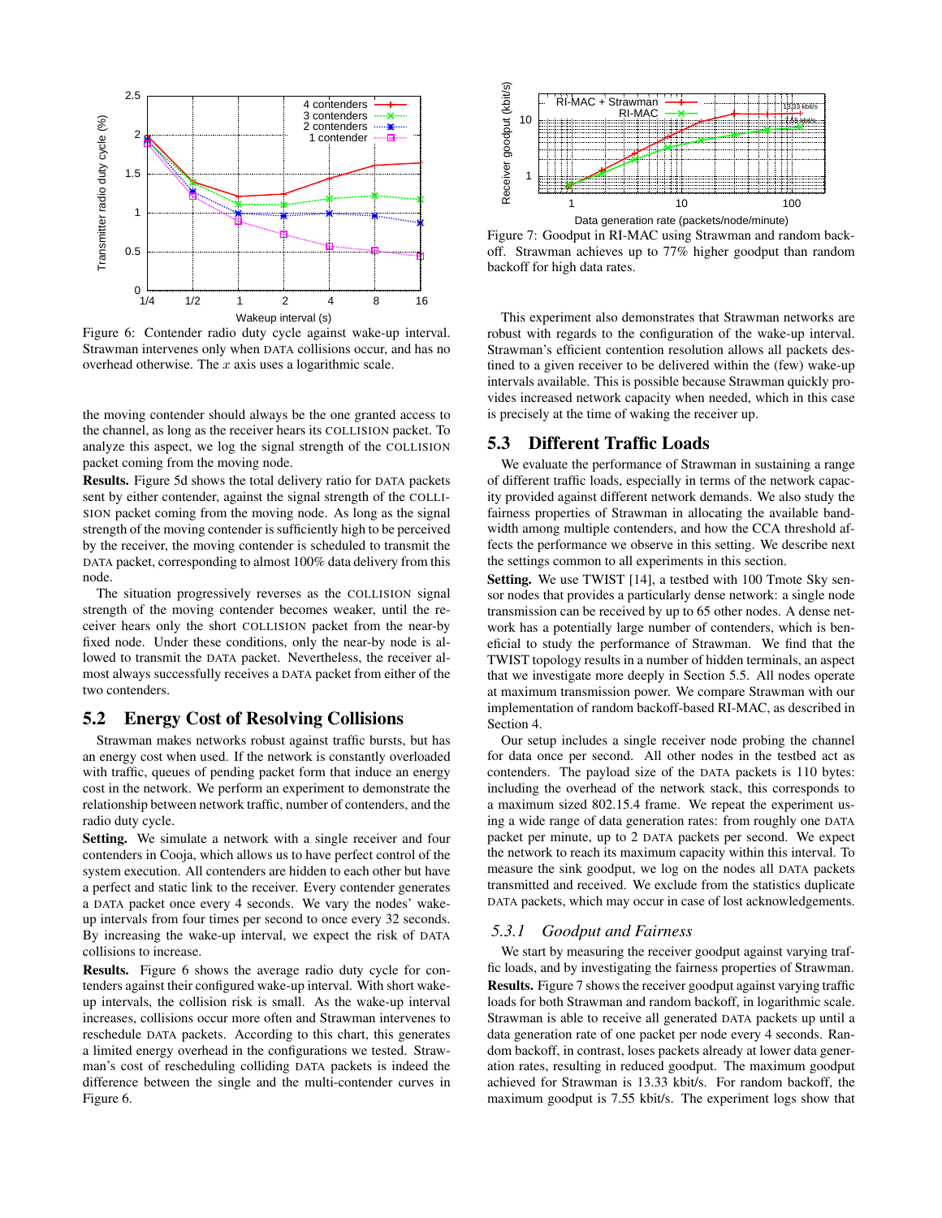Figure 6: Contender radio duty cycle against wake-up interval. Strawman intervenes only when DATA collisions occur, and has no overhead otherwise. The $x$ axis uses a logarithmic scale.

the moving contender should always be the one granted access to the channel, as long as the receiver hears its COLLISION packet. To analyze this aspect, we log the signal strength of the COLLISION packet coming from the moving node.

**Results.** Figure 5d shows the total delivery ratio for DATA packets sent by either contender, against the signal strength of the COLLISION packet coming from the moving node. As long as the signal strength of the moving contender is sufficiently high to be perceived by the receiver, the moving contender is scheduled to transmit the DATA packet, corresponding to almost 100% data delivery from this node.

The situation progressively reverses as the COLLISION signal strength of the moving contender becomes weaker, until the receiver hears only the short COLLISION packet from the near-by fixed node. Under these conditions, only the near-by node is allowed to transmit the DATA packet. Nevertheless, the receiver almost always successfully receives a DATA packet from either of the two contenders.

## 5.2 Energy Cost of Resolving Collisions

Strawman makes networks robust against traffic bursts, but has an energy cost when used. If the network is constantly overloaded with traffic, queues of pending packet form that induce an energy cost in the network. We perform an experiment to demonstrate the relationship between network traffic, number of contenders, and the radio duty cycle.

**Setting.** We simulate a network with a single receiver and four contenders in Cooja, which allows us to have perfect control of the system execution. All contenders are hidden to each other but have a perfect and static link to the receiver. Every contender generates a DATA packet once every 4 seconds. We vary the nodes' wake-up intervals from four times per second to once every 32 seconds. By increasing the wake-up interval, we expect the risk of DATA collisions to increase.

**Results.** Figure 6 shows the average radio duty cycle for contenders against their configured wake-up interval. With short wake-up intervals, the collision risk is small. As the wake-up interval increases, collisions occur more often and Strawman intervenes to reschedule DATA packets. According to this chart, this generates a limited energy overhead in the configurations we tested. Strawman's cost of rescheduling colliding DATA packets is indeed the difference between the single and the multi-contender curves in Figure 6.

Figure 7: Goodput in RI-MAC using Strawman and random backoff. Strawman achieves up to 77% higher goodput than random backoff for high data rates.

This experiment also demonstrates that Strawman networks are robust with regards to the configuration of the wake-up interval. Strawman's efficient contention resolution allows all packets destined to a given receiver to be delivered within the (few) wake-up intervals available. This is possible because Strawman quickly provides increased network capacity when needed, which in this case is precisely at the time of waking the receiver up.

## 5.3 Different Traffic Loads

We evaluate the performance of Strawman in sustaining a range of different traffic loads, especially in terms of the network capacity provided against different network demands. We also study the fairness properties of Strawman in allocating the available bandwidth among multiple contenders, and how the CCA threshold affects the performance we observe in this setting. We describe next the settings common to all experiments in this section.

**Setting.** We use TWIST [14], a testbed with 100 Tmote Sky sensor nodes that provides a particularly dense network: a single node transmission can be received by up to 65 other nodes. A dense network has a potentially large number of contenders, which is beneficial to study the performance of Strawman. We find that the TWIST topology results in a number of hidden terminals, an aspect that we investigate more deeply in Section 5.5. All nodes operate at maximum transmission power. We compare Strawman with our implementation of random backoff-based RI-MAC, as described in Section 4.

Our setup includes a single receiver node probing the channel for data once per second. All other nodes in the testbed act as contenders. The payload size of the DATA packets is 110 bytes: including the overhead of the network stack, this corresponds to a maximum sized 802.15.4 frame. We repeat the experiment using a wide range of data generation rates: from roughly one DATA packet per minute, up to 2 DATA packets per second. We expect the network to reach its maximum capacity within this interval. To measure the sink goodput, we log on the nodes all DATA packets transmitted and received. We exclude from the statistics duplicate DATA packets, which may occur in case of lost acknowledgements.

### 5.3.1 Goodput and Fairness

We start by measuring the receiver goodput against varying traffic loads, and by investigating the fairness properties of Strawman.

**Results.** Figure 7 shows the receiver goodput against varying traffic loads for both Strawman and random backoff, in logarithmic scale. Strawman is able to receive all generated DATA packets up until a data generation rate of one packet per node every 4 seconds. Random backoff, in contrast, loses packets already at lower data generation rates, resulting in reduced goodput. The maximum goodput achieved for Strawman is 13.33 kbit/s. For random backoff, the maximum goodput is 7.55 kbit/s. The experiment logs show that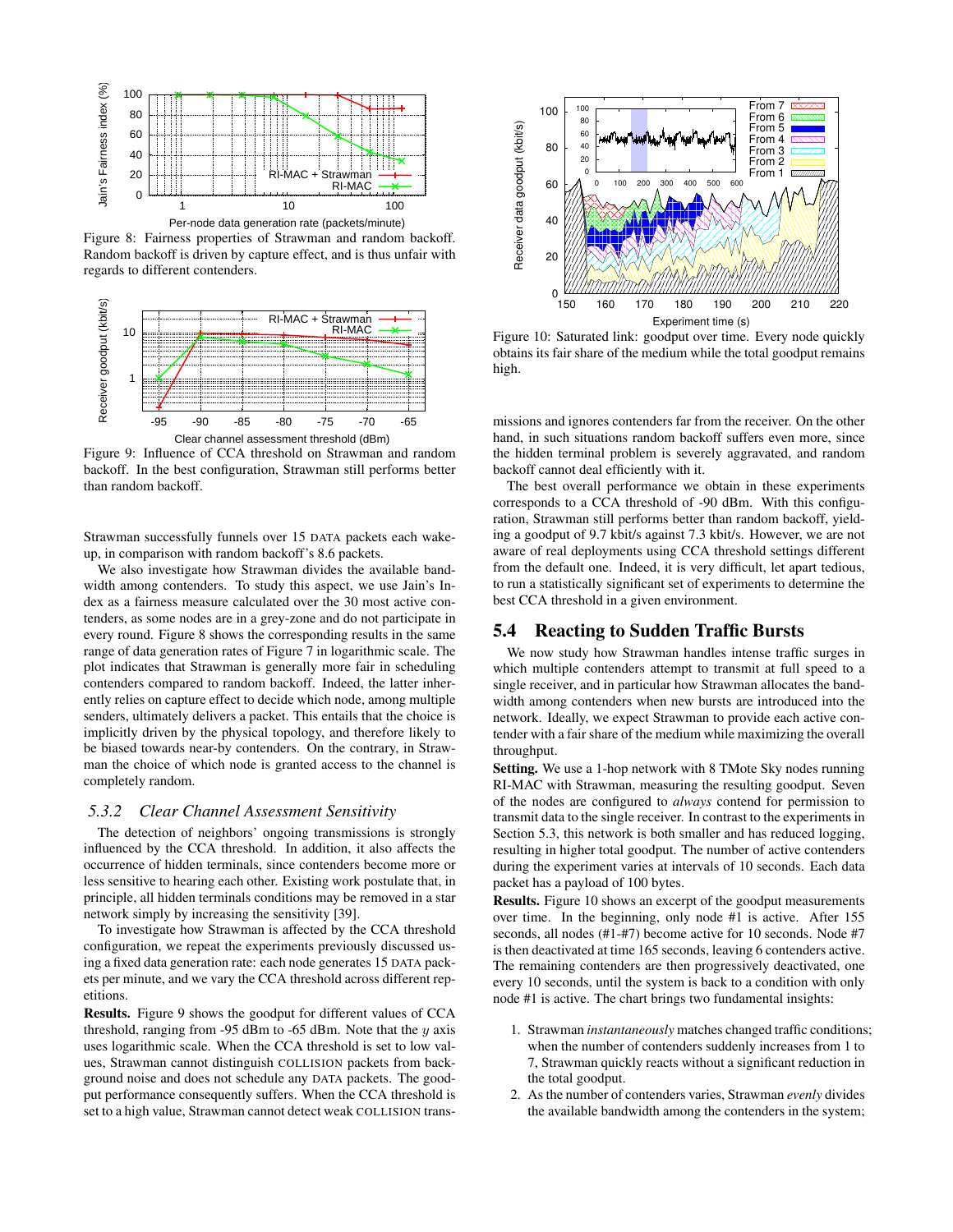Figure 8: Fairness properties of Strawman and random backoff. Random backoff is driven by capture effect, and is thus unfair with regards to different contenders.

Figure 9: Influence of CCA threshold on Strawman and random backoff. In the best configuration, Strawman still performs better than random backoff.

Strawman successfully funnels over 15 DATA packets each wake-up, in comparison with random backoff's 8.6 packets.

We also investigate how Strawman divides the available bandwidth among contenders. To study this aspect, we use Jain's Index as a fairness measure calculated over the 30 most active contenders, as some nodes are in a grey-zone and do not participate in every round. Figure 8 shows the corresponding results in the same range of data generation rates of Figure 7 in logarithmic scale. The plot indicates that Strawman is generally more fair in scheduling contenders compared to random backoff. Indeed, the latter inherently relies on capture effect to decide which node, among multiple senders, ultimately delivers a packet. This entails that the choice is implicitly driven by the physical topology, and therefore likely to be biased towards near-by contenders. On the contrary, in Strawman the choice of which node is granted access to the channel is completely random.

### 5.3.2 Clear Channel Assessment Sensitivity

The detection of neighbors' ongoing transmissions is strongly influenced by the CCA threshold. In addition, it also affects the occurrence of hidden terminals, since contenders become more or less sensitive to hearing each other. Existing work postulate that, in principle, all hidden terminals conditions may be removed in a star network simply by increasing the sensitivity [39].

To investigate how Strawman is affected by the CCA threshold configuration, we repeat the experiments previously discussed using a fixed data generation rate: each node generates 15 DATA packets per minute, and we vary the CCA threshold across different repetitions.

**Results.** Figure 9 shows the goodput for different values of CCA threshold, ranging from -95 dBm to -65 dBm. Note that the $y$ axis uses logarithmic scale. When the CCA threshold is set to low values, Strawman cannot distinguish COLLISION packets from background noise and does not schedule any DATA packets. The goodput performance consequently suffers. When the CCA threshold is set to a high value, Strawman cannot detect weak COLLISION transmissions and ignores contenders far from the receiver. On the other hand, in such situations random backoff suffers even more, since the hidden terminal problem is severely aggravated, and random backoff cannot deal efficiently with it.

The best overall performance we obtain in these experiments corresponds to a CCA threshold of -90 dBm. With this configuration, Strawman still performs better than random backoff, yielding a goodput of 9.7 kbit/s against 7.3 kbit/s. However, we are not aware of real deployments using CCA threshold settings different from the default one. Indeed, it is very difficult, let apart tedious, to run a statistically significant set of experiments to determine the best CCA threshold in a given environment.

Figure 10: Saturated link: goodput over time. Every node quickly obtains its fair share of the medium while the total goodput remains high.

## 5.4 Reacting to Sudden Traffic Bursts

We now study how Strawman handles intense traffic surges in which multiple contenders attempt to transmit at full speed to a single receiver, and in particular how Strawman allocates the bandwidth among contenders when new bursts are introduced into the network. Ideally, we expect Strawman to provide each active contender with a fair share of the medium while maximizing the overall throughput.

**Setting.** We use a 1-hop network with 8 TMote Sky nodes running RI-MAC with Strawman, measuring the resulting goodput. Seven of the nodes are configured to *always* contend for permission to transmit data to the single receiver. In contrast to the experiments in Section 5.3, this network is both smaller and has reduced logging, resulting in higher total goodput. The number of active contenders during the experiment varies at intervals of 10 seconds. Each data packet has a payload of 100 bytes.

**Results.** Figure 10 shows an excerpt of the goodput measurements over time. In the beginning, only node #1 is active. After 155 seconds, all nodes (#1-#7) become active for 10 seconds. Node #7 is then deactivated at time 165 seconds, leaving 6 contenders active. The remaining contenders are then progressively deactivated, one every 10 seconds, until the system is back to a condition with only node #1 is active. The chart brings two fundamental insights:

1. Strawman *instantaneously* matches changed traffic conditions; when the number of contenders suddenly increases from 1 to 7, Strawman quickly reacts without a significant reduction in the total goodput.
2. As the number of contenders varies, Strawman *evenly* divides the available bandwidth among the contenders in the system;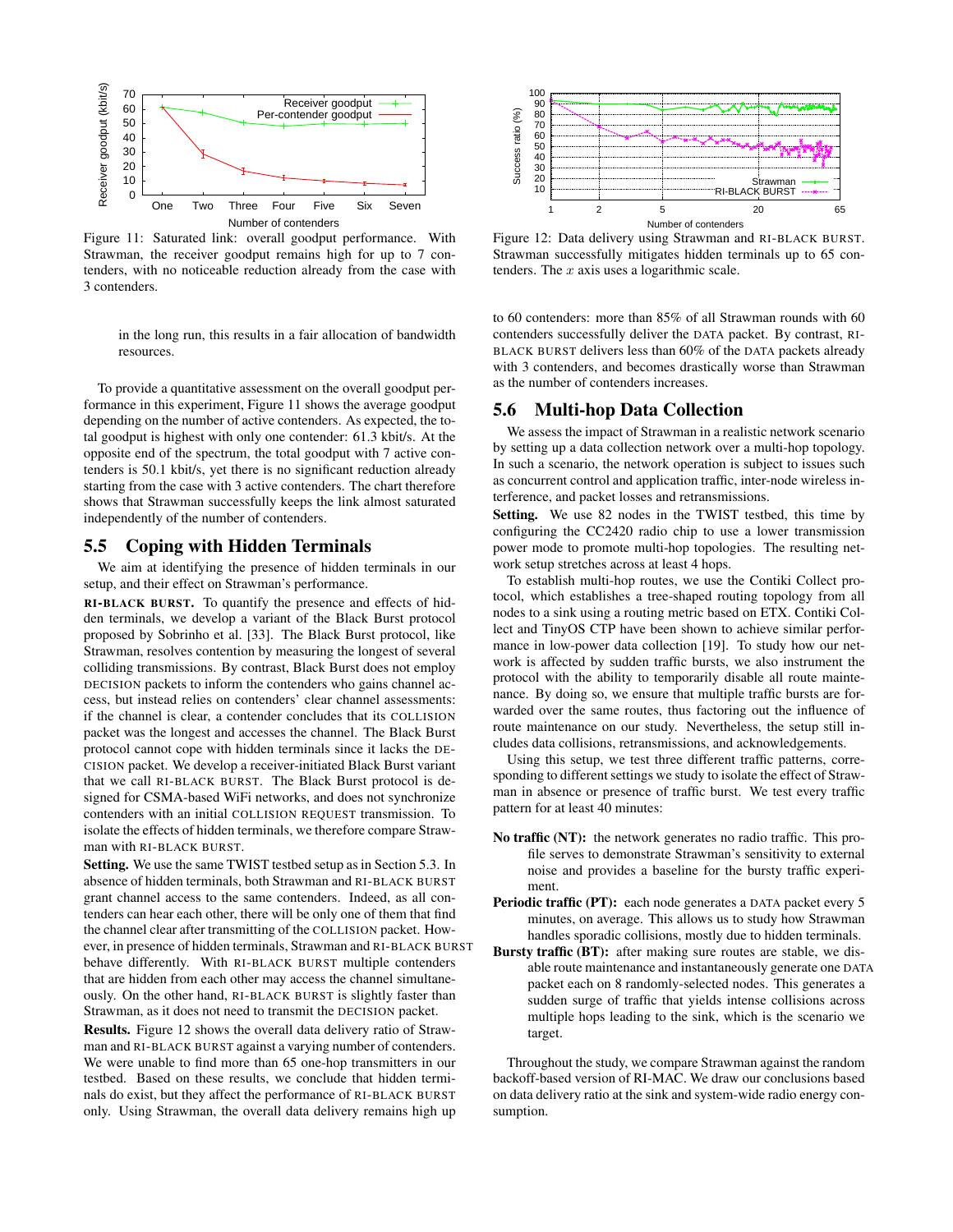Receiver goodput (kbit/s)
70
60
50
40
30
20
10
0
One Two Three Four Five Six Seven
Number of contenders
Receiver goodput
Per-contender goodput

Figure 11: Saturated link: overall goodput performance. With Strawman, the receiver goodput remains high for up to 7 contenders, with no noticeable reduction already from the case with 3 contenders.

> in the long run, this results in a fair allocation of bandwidth resources.

To provide a quantitative assessment on the overall goodput performance in this experiment, Figure 11 shows the average goodput depending on the number of active contenders. As expected, the total goodput is highest with only one contender: 61.3 kbit/s. At the opposite end of the spectrum, the total goodput with 7 active contenders is 50.1 kbit/s, yet there is no significant reduction already starting from the case with 3 active contenders. The chart therefore shows that Strawman successfully keeps the link almost saturated independently of the number of contenders.

## 5.5 Coping with Hidden Terminals

We aim at identifying the presence of hidden terminals in our setup, and their effect on Strawman's performance.

**RI-BLACK BURST.** To quantify the presence and effects of hidden terminals, we develop a variant of the Black Burst protocol proposed by Sobrinho et al. [33]. The Black Burst protocol, like Strawman, resolves contention by measuring the longest of several colliding transmissions. By contrast, Black Burst does not employ DECISION packets to inform the contenders who gains channel access, but instead relies on contenders' clear channel assessments: if the channel is clear, a contender concludes that its COLLISION packet was the longest and accesses the channel. The Black Burst protocol cannot cope with hidden terminals since it lacks the DECISION packet. We develop a receiver-initiated Black Burst variant that we call RI-BLACK BURST. The Black Burst protocol is designed for CSMA-based WiFi networks, and does not synchronize contenders with an initial COLLISION REQUEST transmission. To isolate the effects of hidden terminals, we therefore compare Strawman with RI-BLACK BURST.

**Setting.** We use the same TWIST testbed setup as in Section 5.3. In absence of hidden terminals, both Strawman and RI-BLACK BURST grant channel access to the same contenders. Indeed, as all contenders can hear each other, there will be only one of them that find the channel clear after transmitting of the COLLISION packet. However, in presence of hidden terminals, Strawman and RI-BLACK BURST behave differently. With RI-BLACK BURST multiple contenders that are hidden from each other may access the channel simultaneously. On the other hand, RI-BLACK BURST is slightly faster than Strawman, as it does not need to transmit the DECISION packet.

**Results.** Figure 12 shows the overall data delivery ratio of Strawman and RI-BLACK BURST against a varying number of contenders. We were unable to find more than 65 one-hop transmitters in our testbed. Based on these results, we conclude that hidden terminals do exist, but they affect the performance of RI-BLACK BURST only. Using Strawman, the overall data delivery remains high up to 60 contenders: more than 85% of all Strawman rounds with 60 contenders successfully deliver the DATA packet. By contrast, RI-BLACK BURST delivers less than 60% of the DATA packets already with 3 contenders, and becomes drastically worse than Strawman as the number of contenders increases.

Success ratio (%)
100
90
80
70
60
50
40
30
20
10
1 2 5 20 65
Number of contenders
Strawman
RI-BLACK BURST

Figure 12: Data delivery using Strawman and RI-BLACK BURST. Strawman successfully mitigates hidden terminals up to 65 contenders. The $x$ axis uses a logarithmic scale.

## 5.6 Multi-hop Data Collection

We assess the impact of Strawman in a realistic network scenario by setting up a data collection network over a multi-hop topology. In such a scenario, the network operation is subject to issues such as concurrent control and application traffic, inter-node wireless interference, and packet losses and retransmissions.

**Setting.** We use 82 nodes in the TWIST testbed, this time by configuring the CC2420 radio chip to use a lower transmission power mode to promote multi-hop topologies. The resulting network setup stretches across at least 4 hops.

To establish multi-hop routes, we use the Contiki Collect protocol, which establishes a tree-shaped routing topology from all nodes to a sink using a routing metric based on ETX. Contiki Collect and TinyOS CTP have been shown to achieve similar performance in low-power data collection [19]. To study how our network is affected by sudden traffic bursts, we also instrument the protocol with the ability to temporarily disable all route maintenance. By doing so, we ensure that multiple traffic bursts are forwarded over the same routes, thus factoring out the influence of route maintenance on our study. Nevertheless, the setup still includes data collisions, retransmissions, and acknowledgements.

Using this setup, we test three different traffic patterns, corresponding to different settings we study to isolate the effect of Strawman in absence or presence of traffic burst. We test every traffic pattern for at least 40 minutes:

**No traffic (NT):** the network generates no radio traffic. This profile serves to demonstrate Strawman's sensitivity to external noise and provides a baseline for the bursty traffic experiment.

**Periodic traffic (PT):** each node generates a DATA packet every 5 minutes, on average. This allows us to study how Strawman handles sporadic collisions, mostly due to hidden terminals.

**Bursty traffic (BT):** after making sure routes are stable, we disable route maintenance and instantaneously generate one DATA packet each on 8 randomly-selected nodes. This generates a sudden surge of traffic that yields intense collisions across multiple hops leading to the sink, which is the scenario we target.

Throughout the study, we compare Strawman against the random backoff-based version of RI-MAC. We draw our conclusions based on data delivery ratio at the sink and system-wide radio energy consumption.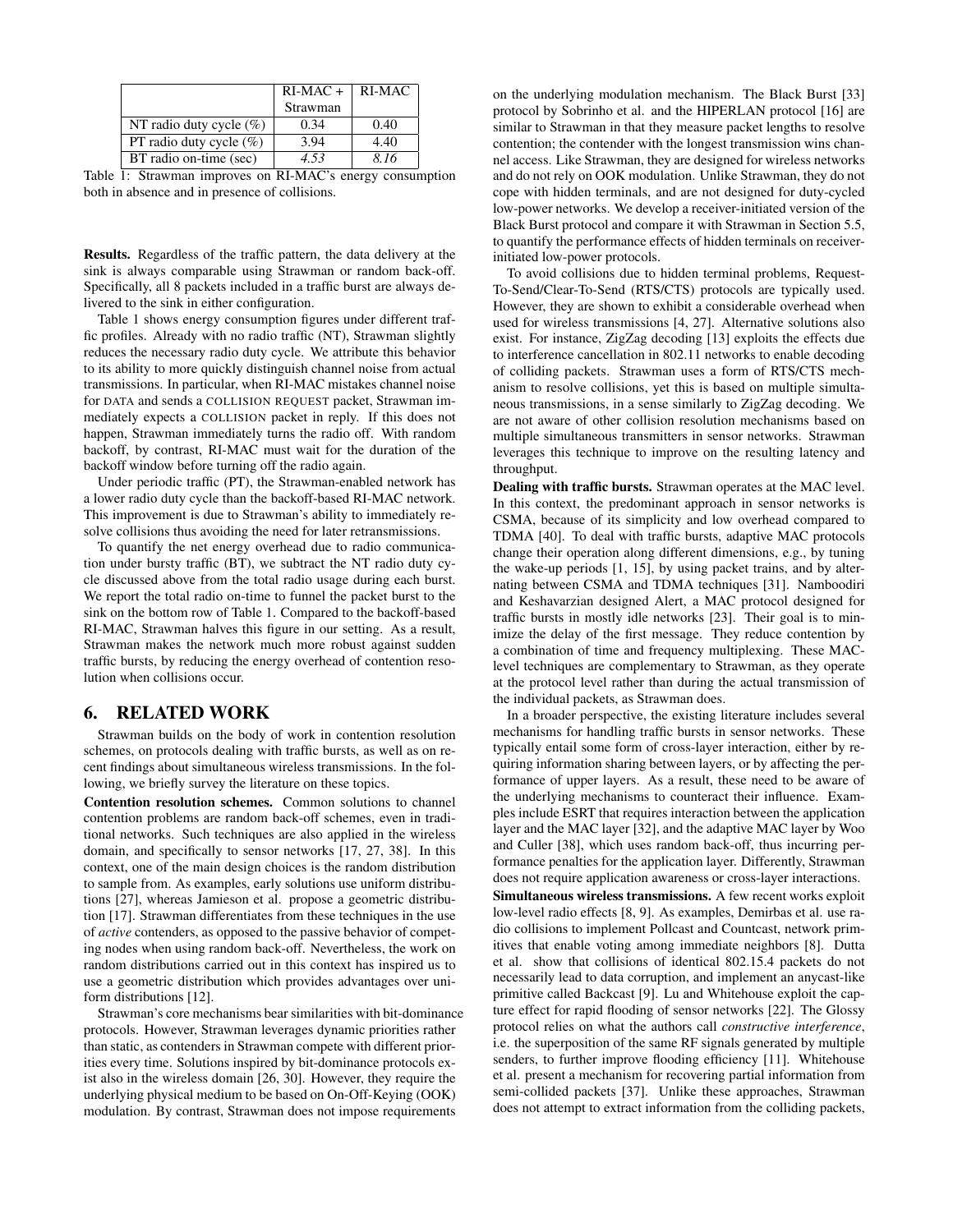|  | RI-MAC + Strawman | RI-MAC |
| --- | --- | --- |
| NT radio duty cycle (%) | 0.34 | 0.40 |
| PT radio duty cycle (%) | 3.94 | 4.40 |
| BT radio on-time (sec) | *4.53* | *8.16* |

Table 1: Strawman improves on RI-MAC's energy consumption both in absence and in presence of collisions.

**Results.** Regardless of the traffic pattern, the data delivery at the sink is always comparable using Strawman or random back-off. Specifically, all 8 packets included in a traffic burst are always delivered to the sink in either configuration.

Table 1 shows energy consumption figures under different traffic profiles. Already with no radio traffic (NT), Strawman slightly reduces the necessary radio duty cycle. We attribute this behavior to its ability to more quickly distinguish channel noise from actual transmissions. In particular, when RI-MAC mistakes channel noise for DATA and sends a COLLISION REQUEST packet, Strawman immediately expects a COLLISION packet in reply. If this does not happen, Strawman immediately turns the radio off. With random backoff, by contrast, RI-MAC must wait for the duration of the backoff window before turning off the radio again.

Under periodic traffic (PT), the Strawman-enabled network has a lower radio duty cycle than the backoff-based RI-MAC network. This improvement is due to Strawman's ability to immediately resolve collisions thus avoiding the need for later retransmissions.

To quantify the net energy overhead due to radio communication under bursty traffic (BT), we subtract the NT radio duty cycle discussed above from the total radio usage during each burst. We report the total radio on-time to funnel the packet burst to the sink on the bottom row of Table 1. Compared to the backoff-based RI-MAC, Strawman halves this figure in our setting. As a result, Strawman makes the network much more robust against sudden traffic bursts, by reducing the energy overhead of contention resolution when collisions occur.

## 6. RELATED WORK

Strawman builds on the body of work in contention resolution schemes, on protocols dealing with traffic bursts, as well as on recent findings about simultaneous wireless transmissions. In the following, we briefly survey the literature on these topics.

**Contention resolution schemes.** Common solutions to channel contention problems are random back-off schemes, even in traditional networks. Such techniques are also applied in the wireless domain, and specifically to sensor networks [17, 27, 38]. In this context, one of the main design choices is the random distribution to sample from. As examples, early solutions use uniform distributions [27], whereas Jamieson et al. propose a geometric distribution [17]. Strawman differentiates from these techniques in the use of *active* contenders, as opposed to the passive behavior of competing nodes when using random back-off. Nevertheless, the work on random distributions carried out in this context has inspired us to use a geometric distribution which provides advantages over uniform distributions [12].

Strawman's core mechanisms bear similarities with bit-dominance protocols. However, Strawman leverages dynamic priorities rather than static, as contenders in Strawman compete with different priorities every time. Solutions inspired by bit-dominance protocols exist also in the wireless domain [26, 30]. However, they require the underlying physical medium to be based on On-Off-Keying (OOK) modulation. By contrast, Strawman does not impose requirements on the underlying modulation mechanism. The Black Burst [33] protocol by Sobrinho et al. and the HIPERLAN protocol [16] are similar to Strawman in that they measure packet lengths to resolve contention; the contender with the longest transmission wins channel access. Like Strawman, they are designed for wireless networks and do not rely on OOK modulation. Unlike Strawman, they do not cope with hidden terminals, and are not designed for duty-cycled low-power networks. We develop a receiver-initiated version of the Black Burst protocol and compare it with Strawman in Section 5.5, to quantify the performance effects of hidden terminals on receiver-initiated low-power protocols.

To avoid collisions due to hidden terminal problems, Request-To-Send/Clear-To-Send (RTS/CTS) protocols are typically used. However, they are shown to exhibit a considerable overhead when used for wireless transmissions [4, 27]. Alternative solutions also exist. For instance, ZigZag decoding [13] exploits the effects due to interference cancellation in 802.11 networks to enable decoding of colliding packets. Strawman uses a form of RTS/CTS mechanism to resolve collisions, yet this is based on multiple simultaneous transmissions, in a sense similarly to ZigZag decoding. We are not aware of other collision resolution mechanisms based on multiple simultaneous transmitters in sensor networks. Strawman leverages this technique to improve on the resulting latency and throughput.

**Dealing with traffic bursts.** Strawman operates at the MAC level. In this context, the predominant approach in sensor networks is CSMA, because of its simplicity and low overhead compared to TDMA [40]. To deal with traffic bursts, adaptive MAC protocols change their operation along different dimensions, e.g., by tuning the wake-up periods [1, 15], by using packet trains, and by alternating between CSMA and TDMA techniques [31]. Namboodiri and Keshavarzian designed Alert, a MAC protocol designed for traffic bursts in mostly idle networks [23]. Their goal is to minimize the delay of the first message. They reduce contention by a combination of time and frequency multiplexing. These MAC-level techniques are complementary to Strawman, as they operate at the protocol level rather than during the actual transmission of the individual packets, as Strawman does.

In a broader perspective, the existing literature includes several mechanisms for handling traffic bursts in sensor networks. These typically entail some form of cross-layer interaction, either by requiring information sharing between layers, or by affecting the performance of upper layers. As a result, these need to be aware of the underlying mechanisms to counteract their influence. Examples include ESRT that requires interaction between the application layer and the MAC layer [32], and the adaptive MAC layer by Woo and Culler [38], which uses random back-off, thus incurring performance penalties for the application layer. Differently, Strawman does not require application awareness or cross-layer interactions.

**Simultaneous wireless transmissions.** A few recent works exploit low-level radio effects [8, 9]. As examples, Demirbas et al. use radio collisions to implement Pollcast and Countcast, network primitives that enable voting among immediate neighbors [8]. Dutta et al. show that collisions of identical 802.15.4 packets do not necessarily lead to data corruption, and implement an anycast-like primitive called Backcast [9]. Lu and Whitehouse exploit the capture effect for rapid flooding of sensor networks [22]. The Glossy protocol relies on what the authors call *constructive interference*, i.e. the superposition of the same RF signals generated by multiple senders, to further improve flooding efficiency [11]. Whitehouse et al. present a mechanism for recovering partial information from semi-collided packets [37]. Unlike these approaches, Strawman does not attempt to extract information from the colliding packets,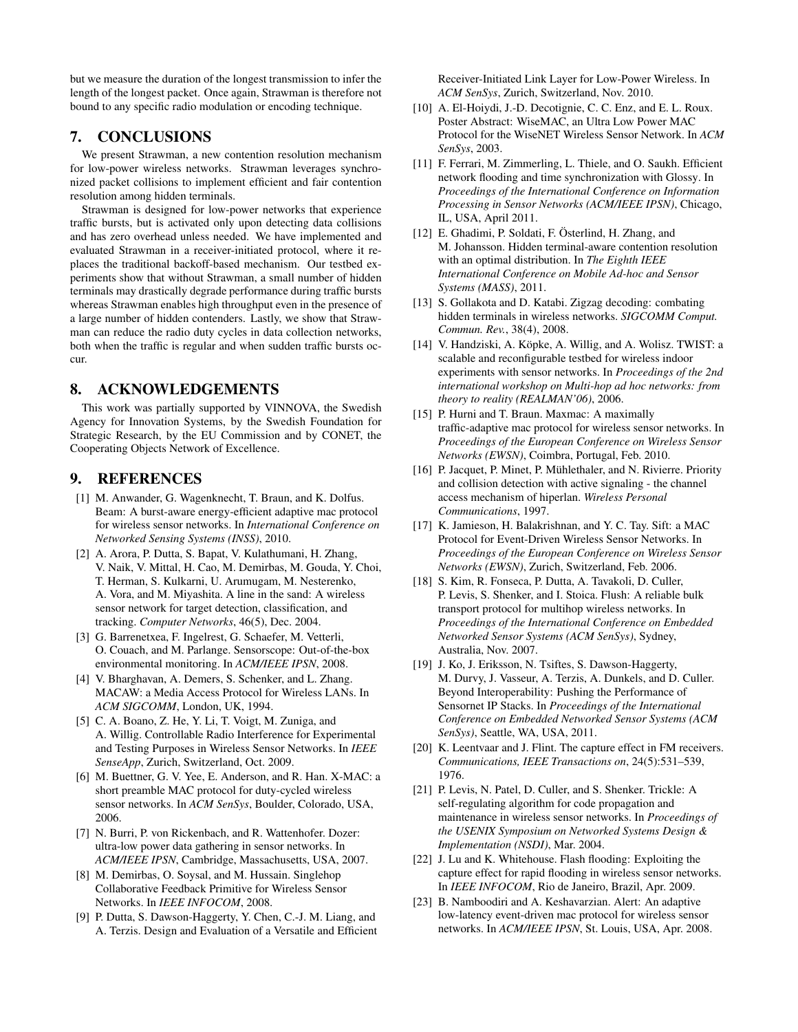but we measure the duration of the longest transmission to infer the length of the longest packet. Once again, Strawman is therefore not bound to any specific radio modulation or encoding technique.

## 7. CONCLUSIONS

We present Strawman, a new contention resolution mechanism for low-power wireless networks. Strawman leverages synchronized packet collisions to implement efficient and fair contention resolution among hidden terminals.

Strawman is designed for low-power networks that experience traffic bursts, but is activated only upon detecting data collisions and has zero overhead unless needed. We have implemented and evaluated Strawman in a receiver-initiated protocol, where it replaces the traditional backoff-based mechanism. Our testbed experiments show that without Strawman, a small number of hidden terminals may drastically degrade performance during traffic bursts whereas Strawman enables high throughput even in the presence of a large number of hidden contenders. Lastly, we show that Strawman can reduce the radio duty cycles in data collection networks, both when the traffic is regular and when sudden traffic bursts occur.

## 8. ACKNOWLEDGEMENTS

This work was partially supported by VINNOVA, the Swedish Agency for Innovation Systems, by the Swedish Foundation for Strategic Research, by the EU Commission and by CONET, the Cooperating Objects Network of Excellence.

## 9. REFERENCES

[1] M. Anwander, G. Wagenknecht, T. Braun, and K. Dolfus. Beam: A burst-aware energy-efficient adaptive mac protocol for wireless sensor networks. In *International Conference on Networked Sensing Systems (INSS)*, 2010.

[2] A. Arora, P. Dutta, S. Bapat, V. Kulathumani, H. Zhang, V. Naik, V. Mittal, H. Cao, M. Demirbas, M. Gouda, Y. Choi, T. Herman, S. Kulkarni, U. Arumugam, M. Nesterenko, A. Vora, and M. Miyashita. A line in the sand: A wireless sensor network for target detection, classification, and tracking. *Computer Networks*, 46(5), Dec. 2004.

[3] G. Barrenetxea, F. Ingelrest, G. Schaefer, M. Vetterli, O. Couach, and M. Parlange. Sensorscope: Out-of-the-box environmental monitoring. In *ACM/IEEE IPSN*, 2008.

[4] V. Bharghavan, A. Demers, S. Schenker, and L. Zhang. MACAW: a Media Access Protocol for Wireless LANs. In *ACM SIGCOMM*, London, UK, 1994.

[5] C. A. Boano, Z. He, Y. Li, T. Voigt, M. Zuniga, and A. Willig. Controllable Radio Interference for Experimental and Testing Purposes in Wireless Sensor Networks. In *IEEE SenseApp*, Zurich, Switzerland, Oct. 2009.

[6] M. Buettner, G. V. Yee, E. Anderson, and R. Han. X-MAC: a short preamble MAC protocol for duty-cycled wireless sensor networks. In *ACM SenSys*, Boulder, Colorado, USA, 2006.

[7] N. Burri, P. von Rickenbach, and R. Wattenhofer. Dozer: ultra-low power data gathering in sensor networks. In *ACM/IEEE IPSN*, Cambridge, Massachusetts, USA, 2007.

[8] M. Demirbas, O. Soysal, and M. Hussain. Singlehop Collaborative Feedback Primitive for Wireless Sensor Networks. In *IEEE INFOCOM*, 2008.

[9] P. Dutta, S. Dawson-Haggerty, Y. Chen, C.-J. M. Liang, and A. Terzis. Design and Evaluation of a Versatile and Efficient Receiver-Initiated Link Layer for Low-Power Wireless. In *ACM SenSys*, Zurich, Switzerland, Nov. 2010.

[10] A. El-Hoiydi, J.-D. Decotignie, C. C. Enz, and E. L. Roux. Poster Abstract: WiseMAC, an Ultra Low Power MAC Protocol for the WiseNET Wireless Sensor Network. In *ACM SenSys*, 2003.

[11] F. Ferrari, M. Zimmerling, L. Thiele, and O. Saukh. Efficient network flooding and time synchronization with Glossy. In *Proceedings of the International Conference on Information Processing in Sensor Networks (ACM/IEEE IPSN)*, Chicago, IL, USA, April 2011.

[12] E. Ghadimi, P. Soldati, F. Österlind, H. Zhang, and M. Johansson. Hidden terminal-aware contention resolution with an optimal distribution. In *The Eighth IEEE International Conference on Mobile Ad-hoc and Sensor Systems (MASS)*, 2011.

[13] S. Gollakota and D. Katabi. Zigzag decoding: combating hidden terminals in wireless networks. *SIGCOMM Comput. Commun. Rev.*, 38(4), 2008.

[14] V. Handziski, A. Köpke, A. Willig, and A. Wolisz. TWIST: a scalable and reconfigurable testbed for wireless indoor experiments with sensor networks. In *Proceedings of the 2nd international workshop on Multi-hop ad hoc networks: from theory to reality (REALMAN'06)*, 2006.

[15] P. Hurni and T. Braun. Maxmac: A maximally traffic-adaptive mac protocol for wireless sensor networks. In *Proceedings of the European Conference on Wireless Sensor Networks (EWSN)*, Coimbra, Portugal, Feb. 2010.

[16] P. Jacquet, P. Minet, P. Mühlethaler, and N. Rivierre. Priority and collision detection with active signaling - the channel access mechanism of hiperlan. *Wireless Personal Communications*, 1997.

[17] K. Jamieson, H. Balakrishnan, and Y. C. Tay. Sift: a MAC Protocol for Event-Driven Wireless Sensor Networks. In *Proceedings of the European Conference on Wireless Sensor Networks (EWSN)*, Zurich, Switzerland, Feb. 2006.

[18] S. Kim, R. Fonseca, P. Dutta, A. Tavakoli, D. Culler, P. Levis, S. Shenker, and I. Stoica. Flush: A reliable bulk transport protocol for multihop wireless networks. In *Proceedings of the International Conference on Embedded Networked Sensor Systems (ACM SenSys)*, Sydney, Australia, Nov. 2007.

[19] J. Ko, J. Eriksson, N. Tsiftes, S. Dawson-Haggerty, M. Durvy, J. Vasseur, A. Terzis, A. Dunkels, and D. Culler. Beyond Interoperability: Pushing the Performance of Sensornet IP Stacks. In *Proceedings of the International Conference on Embedded Networked Sensor Systems (ACM SenSys)*, Seattle, WA, USA, 2011.

[20] K. Leentvaar and J. Flint. The capture effect in FM receivers. *Communications, IEEE Transactions on*, 24(5):531–539, 1976.

[21] P. Levis, N. Patel, D. Culler, and S. Shenker. Trickle: A self-regulating algorithm for code propagation and maintenance in wireless sensor networks. In *Proceedings of the USENIX Symposium on Networked Systems Design & Implementation (NSDI)*, Mar. 2004.

[22] J. Lu and K. Whitehouse. Flash flooding: Exploiting the capture effect for rapid flooding in wireless sensor networks. In *IEEE INFOCOM*, Rio de Janeiro, Brazil, Apr. 2009.

[23] B. Namboodiri and A. Keshavarzian. Alert: An adaptive low-latency event-driven mac protocol for wireless sensor networks. In *ACM/IEEE IPSN*, St. Louis, USA, Apr. 2008.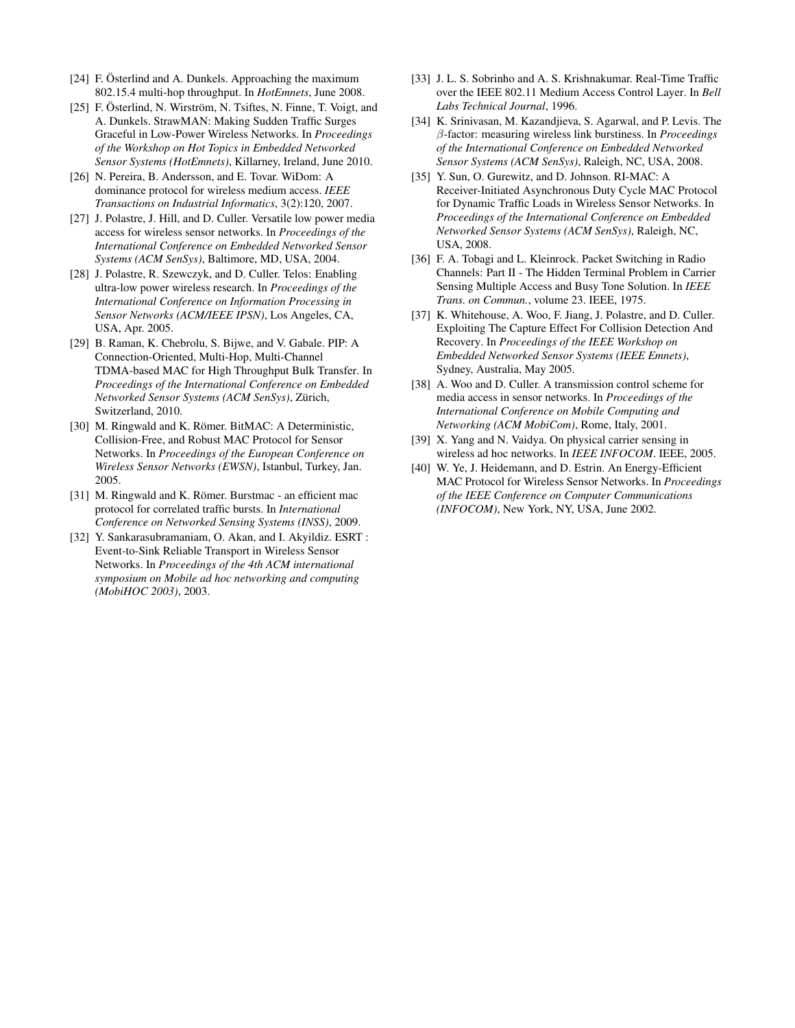[24] F. Österlind and A. Dunkels. Approaching the maximum 802.15.4 multi-hop throughput. In *HotEmnets*, June 2008.

[25] F. Österlind, N. Wirström, N. Tsiftes, N. Finne, T. Voigt, and A. Dunkels. StrawMAN: Making Sudden Traffic Surges Graceful in Low-Power Wireless Networks. In *Proceedings of the Workshop on Hot Topics in Embedded Networked Sensor Systems (HotEmnets)*, Killarney, Ireland, June 2010.

[26] N. Pereira, B. Andersson, and E. Tovar. WiDom: A dominance protocol for wireless medium access. *IEEE Transactions on Industrial Informatics*, 3(2):120, 2007.

[27] J. Polastre, J. Hill, and D. Culler. Versatile low power media access for wireless sensor networks. In *Proceedings of the International Conference on Embedded Networked Sensor Systems (ACM SenSys)*, Baltimore, MD, USA, 2004.

[28] J. Polastre, R. Szewczyk, and D. Culler. Telos: Enabling ultra-low power wireless research. In *Proceedings of the International Conference on Information Processing in Sensor Networks (ACM/IEEE IPSN)*, Los Angeles, CA, USA, Apr. 2005.

[29] B. Raman, K. Chebrolu, S. Bijwe, and V. Gabale. PIP: A Connection-Oriented, Multi-Hop, Multi-Channel TDMA-based MAC for High Throughput Bulk Transfer. In *Proceedings of the International Conference on Embedded Networked Sensor Systems (ACM SenSys)*, Zürich, Switzerland, 2010.

[30] M. Ringwald and K. Römer. BitMAC: A Deterministic, Collision-Free, and Robust MAC Protocol for Sensor Networks. In *Proceedings of the European Conference on Wireless Sensor Networks (EWSN)*, Istanbul, Turkey, Jan. 2005.

[31] M. Ringwald and K. Römer. Burstmac - an efficient mac protocol for correlated traffic bursts. In *International Conference on Networked Sensing Systems (INSS)*, 2009.

[32] Y. Sankarasubramaniam, O. Akan, and I. Akyildiz. ESRT : Event-to-Sink Reliable Transport in Wireless Sensor Networks. In *Proceedings of the 4th ACM international symposium on Mobile ad hoc networking and computing (MobiHOC 2003)*, 2003.

[33] J. L. S. Sobrinho and A. S. Krishnakumar. Real-Time Traffic over the IEEE 802.11 Medium Access Control Layer. In *Bell Labs Technical Journal*, 1996.

[34] K. Srinivasan, M. Kazandjieva, S. Agarwal, and P. Levis. The $\beta$-factor: measuring wireless link burstiness. In *Proceedings of the International Conference on Embedded Networked Sensor Systems (ACM SenSys)*, Raleigh, NC, USA, 2008.

[35] Y. Sun, O. Gurewitz, and D. Johnson. RI-MAC: A Receiver-Initiated Asynchronous Duty Cycle MAC Protocol for Dynamic Traffic Loads in Wireless Sensor Networks. In *Proceedings of the International Conference on Embedded Networked Sensor Systems (ACM SenSys)*, Raleigh, NC, USA, 2008.

[36] F. A. Tobagi and L. Kleinrock. Packet Switching in Radio Channels: Part II - The Hidden Terminal Problem in Carrier Sensing Multiple Access and Busy Tone Solution. In *IEEE Trans. on Commun.*, volume 23. IEEE, 1975.

[37] K. Whitehouse, A. Woo, F. Jiang, J. Polastre, and D. Culler. Exploiting The Capture Effect For Collision Detection And Recovery. In *Proceedings of the IEEE Workshop on Embedded Networked Sensor Systems (IEEE Emnets)*, Sydney, Australia, May 2005.

[38] A. Woo and D. Culler. A transmission control scheme for media access in sensor networks. In *Proceedings of the International Conference on Mobile Computing and Networking (ACM MobiCom)*, Rome, Italy, 2001.

[39] X. Yang and N. Vaidya. On physical carrier sensing in wireless ad hoc networks. In *IEEE INFOCOM*. IEEE, 2005.

[40] W. Ye, J. Heidemann, and D. Estrin. An Energy-Efficient MAC Protocol for Wireless Sensor Networks. In *Proceedings of the IEEE Conference on Computer Communications (INFOCOM)*, New York, NY, USA, June 2002.